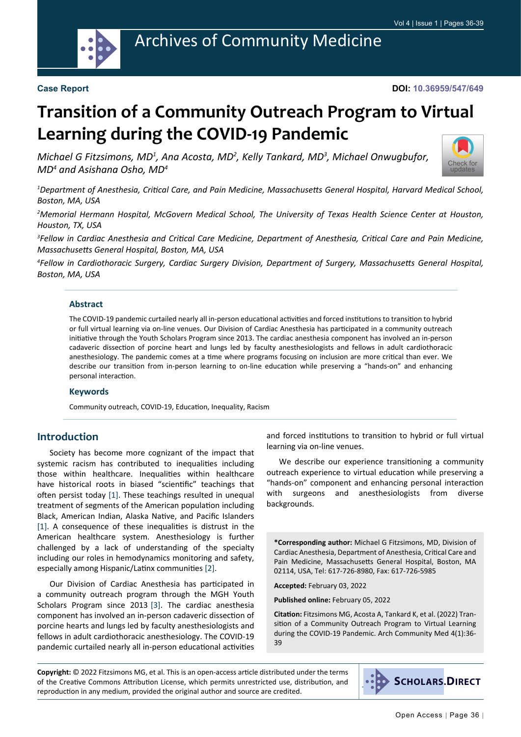Case Report

DOI: 10.36959/547/649

# Transition of a Community Outreach Program to Virtual Learning during the COVID-19 Pandemic

*Michael G Fitzsimons, MD[1], Ana Acosta, MD[2], Kelly Tankard, MD[3], Michael Onwugbufor, MD[4] and Asishana Osho, MD[4]*

[1]*Department of Anesthesia, Critical Care, and Pain Medicine, Massachusetts General Hospital, Harvard Medical School, Boston, MA, USA*

[2]*Memorial Hermann Hospital, McGovern Medical School, The University of Texas Health Science Center at Houston, Houston, TX, USA*

[3]*Fellow in Cardiac Anesthesia and Critical Care Medicine, Department of Anesthesia, Critical Care and Pain Medicine, Massachusetts General Hospital, Boston, MA, USA*

[4]*Fellow in Cardiothoracic Surgery, Cardiac Surgery Division, Department of Surgery, Massachusetts General Hospital, Boston, MA, USA*

### Abstract

The COVID-19 pandemic curtailed nearly all in-person educational activities and forced institutions to transition to hybrid or full virtual learning via on-line venues. Our Division of Cardiac Anesthesia has participated in a community outreach initiative through the Youth Scholars Program since 2013. The cardiac anesthesia component has involved an in-person cadaveric dissection of porcine heart and lungs led by faculty anesthesiologists and fellows in adult cardiothoracic anesthesiology. The pandemic comes at a time where programs focusing on inclusion are more critical than ever. We describe our transition from in-person learning to on-line education while preserving a "hands-on" and enhancing personal interaction.

### Keywords

Community outreach, COVID-19, Education, Inequality, Racism

## Introduction

Society has become more cognizant of the impact that systemic racism has contributed to inequalities including those within healthcare. Inequalities within healthcare have historical roots in biased "scientific" teachings that often persist today [1]. These teachings resulted in unequal treatment of segments of the American population including Black, American Indian, Alaska Native, and Pacific Islanders [1]. A consequence of these inequalities is distrust in the American healthcare system. Anesthesiology is further challenged by a lack of understanding of the specialty including our roles in hemodynamics monitoring and safety, especially among Hispanic/Latinx communities [2].

Our Division of Cardiac Anesthesia has participated in a community outreach program through the MGH Youth Scholars Program since 2013 [3]. The cardiac anesthesia component has involved an in-person cadaveric dissection of porcine hearts and lungs led by faculty anesthesiologists and fellows in adult cardiothoracic anesthesiology. The COVID-19 pandemic curtailed nearly all in-person educational activities and forced institutions to transition to hybrid or full virtual learning via on-line venues.

We describe our experience transitioning a community outreach experience to virtual education while preserving a "hands-on" component and enhancing personal interaction with surgeons and anesthesiologists from diverse backgrounds.

**\*Corresponding author:** Michael G Fitzsimons, MD, Division of Cardiac Anesthesia, Department of Anesthesia, Critical Care and Pain Medicine, Massachusetts General Hospital, Boston, MA 02114, USA, Tel: 617-726-8980, Fax: 617-726-5985

**Accepted:** February 03, 2022

**Published online:** February 05, 2022

**Citation:** Fitzsimons MG, Acosta A, Tankard K, et al. (2022) Transition of a Community Outreach Program to Virtual Learning during the COVID-19 Pandemic. Arch Community Med 4(1):36-39

**Copyright:** © 2022 Fitzsimons MG, et al. This is an open-access article distributed under the terms of the Creative Commons Attribution License, which permits unrestricted use, distribution, and reproduction in any medium, provided the original author and source are credited.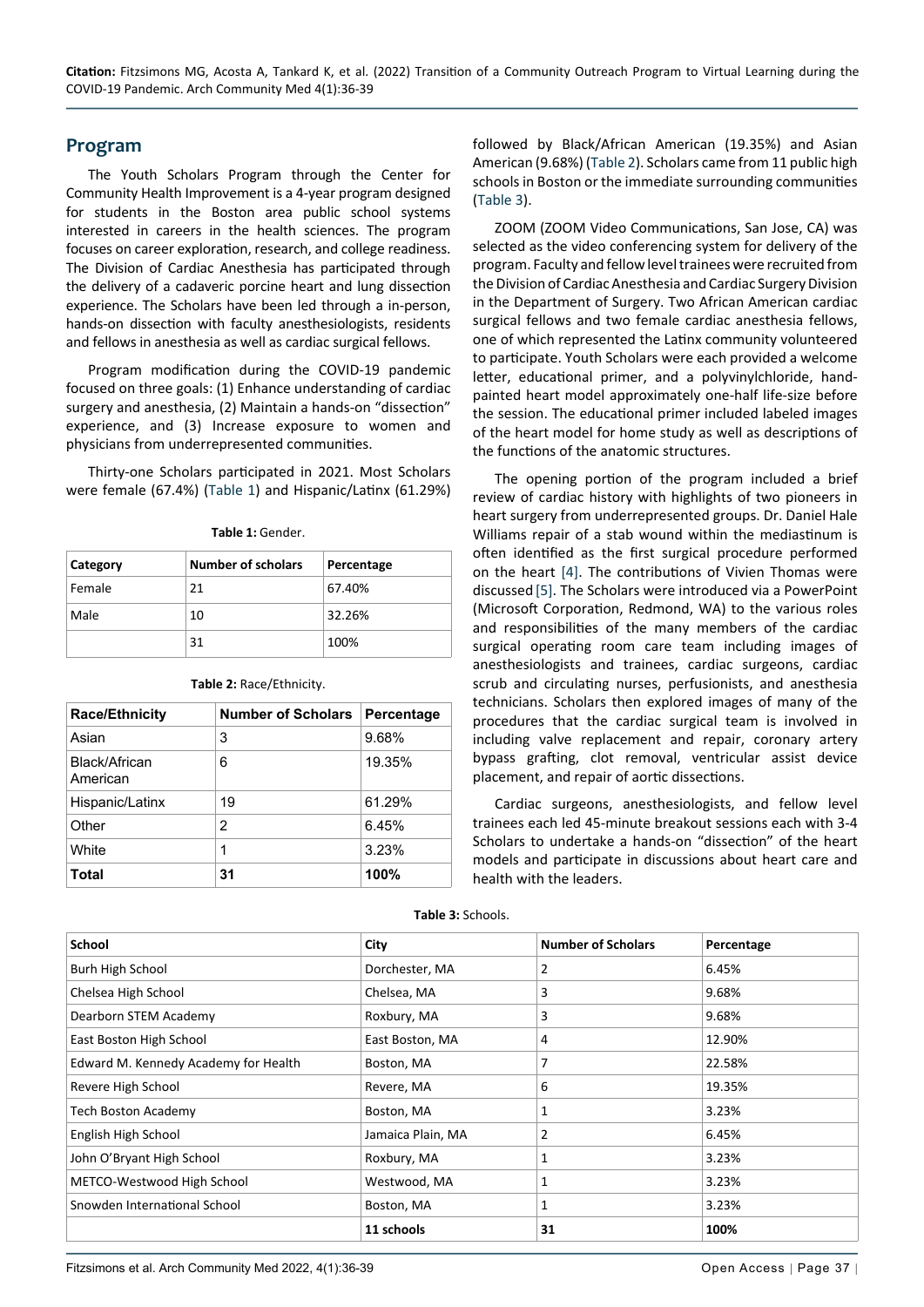## Program

The Youth Scholars Program through the Center for Community Health Improvement is a 4-year program designed for students in the Boston area public school systems interested in careers in the health sciences. The program focuses on career exploration, research, and college readiness. The Division of Cardiac Anesthesia has participated through the delivery of a cadaveric porcine heart and lung dissection experience. The Scholars have been led through a in-person, hands-on dissection with faculty anesthesiologists, residents and fellows in anesthesia as well as cardiac surgical fellows.

Program modification during the COVID-19 pandemic focused on three goals: (1) Enhance understanding of cardiac surgery and anesthesia, (2) Maintain a hands-on "dissection" experience, and (3) Increase exposure to women and physicians from underrepresented communities.

Thirty-one Scholars participated in 2021. Most Scholars were female (67.4%) (Table 1) and Hispanic/Latinx (61.29%) followed by Black/African American (19.35%) and Asian American (9.68%) (Table 2). Scholars came from 11 public high schools in Boston or the immediate surrounding communities (Table 3).

**Table 1:** Gender.

| Category | Number of scholars | Percentage |
|---|---|---|
| Female | 21 | 67.40% |
| Male | 10 | 32.26% |
| | 31 | 100% |

**Table 2:** Race/Ethnicity.

| Race/Ethnicity | Number of Scholars | Percentage |
|---|---|---|
| Asian | 3 | 9.68% |
| Black/African American | 6 | 19.35% |
| Hispanic/Latinx | 19 | 61.29% |
| Other | 2 | 6.45% |
| White | 1 | 3.23% |
| **Total** | **31** | **100%** |

ZOOM (ZOOM Video Communications, San Jose, CA) was selected as the video conferencing system for delivery of the program. Faculty and fellow level trainees were recruited from the Division of Cardiac Anesthesia and Cardiac Surgery Division in the Department of Surgery. Two African American cardiac surgical fellows and two female cardiac anesthesia fellows, one of which represented the Latinx community volunteered to participate. Youth Scholars were each provided a welcome letter, educational primer, and a polyvinylchloride, hand-painted heart model approximately one-half life-size before the session. The educational primer included labeled images of the heart model for home study as well as descriptions of the functions of the anatomic structures.

The opening portion of the program included a brief review of cardiac history with highlights of two pioneers in heart surgery from underrepresented groups. Dr. Daniel Hale Williams repair of a stab wound within the mediastinum is often identified as the first surgical procedure performed on the heart [4]. The contributions of Vivien Thomas were discussed [5]. The Scholars were introduced via a PowerPoint (Microsoft Corporation, Redmond, WA) to the various roles and responsibilities of the many members of the cardiac surgical operating room care team including images of anesthesiologists and trainees, cardiac surgeons, cardiac scrub and circulating nurses, perfusionists, and anesthesia technicians. Scholars then explored images of many of the procedures that the cardiac surgical team is involved in including valve replacement and repair, coronary artery bypass grafting, clot removal, ventricular assist device placement, and repair of aortic dissections.

Cardiac surgeons, anesthesiologists, and fellow level trainees each led 45-minute breakout sessions each with 3-4 Scholars to undertake a hands-on "dissection" of the heart models and participate in discussions about heart care and health with the leaders.

**Table 3:** Schools.

| School | City | Number of Scholars | Percentage |
|---|---|---|---|
| Burh High School | Dorchester, MA | 2 | 6.45% |
| Chelsea High School | Chelsea, MA | 3 | 9.68% |
| Dearborn STEM Academy | Roxbury, MA | 3 | 9.68% |
| East Boston High School | East Boston, MA | 4 | 12.90% |
| Edward M. Kennedy Academy for Health | Boston, MA | 7 | 22.58% |
| Revere High School | Revere, MA | 6 | 19.35% |
| Tech Boston Academy | Boston, MA | 1 | 3.23% |
| English High School | Jamaica Plain, MA | 2 | 6.45% |
| John O'Bryant High School | Roxbury, MA | 1 | 3.23% |
| METCO-Westwood High School | Westwood, MA | 1 | 3.23% |
| Snowden International School | Boston, MA | 1 | 3.23% |
| | **11 schools** | **31** | **100%** |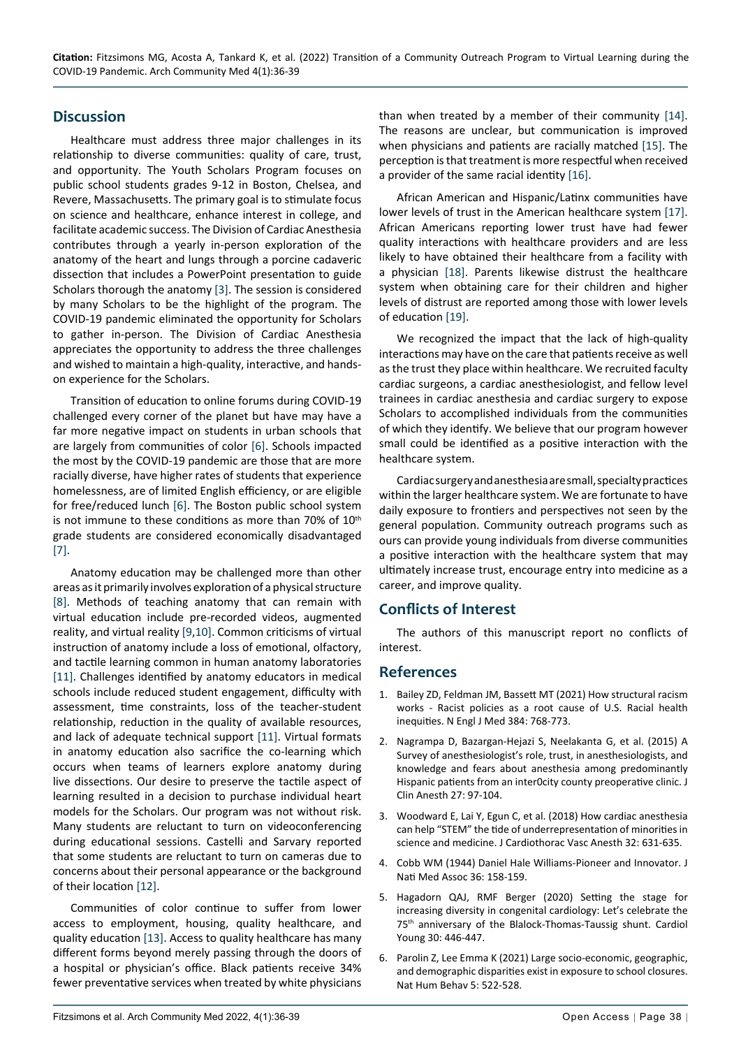## Discussion

Healthcare must address three major challenges in its relationship to diverse communities: quality of care, trust, and opportunity. The Youth Scholars Program focuses on public school students grades 9-12 in Boston, Chelsea, and Revere, Massachusetts. The primary goal is to stimulate focus on science and healthcare, enhance interest in college, and facilitate academic success. The Division of Cardiac Anesthesia contributes through a yearly in-person exploration of the anatomy of the heart and lungs through a porcine cadaveric dissection that includes a PowerPoint presentation to guide Scholars thorough the anatomy [3]. The session is considered by many Scholars to be the highlight of the program. The COVID-19 pandemic eliminated the opportunity for Scholars to gather in-person. The Division of Cardiac Anesthesia appreciates the opportunity to address the three challenges and wished to maintain a high-quality, interactive, and hands-on experience for the Scholars.

Transition of education to online forums during COVID-19 challenged every corner of the planet but have may have a far more negative impact on students in urban schools that are largely from communities of color [6]. Schools impacted the most by the COVID-19 pandemic are those that are more racially diverse, have higher rates of students that experience homelessness, are of limited English efficiency, or are eligible for free/reduced lunch [6]. The Boston public school system is not immune to these conditions as more than 70% of 10th grade students are considered economically disadvantaged [7].

Anatomy education may be challenged more than other areas as it primarily involves exploration of a physical structure [8]. Methods of teaching anatomy that can remain with virtual education include pre-recorded videos, augmented reality, and virtual reality [9,10]. Common criticisms of virtual instruction of anatomy include a loss of emotional, olfactory, and tactile learning common in human anatomy laboratories [11]. Challenges identified by anatomy educators in medical schools include reduced student engagement, difficulty with assessment, time constraints, loss of the teacher-student relationship, reduction in the quality of available resources, and lack of adequate technical support [11]. Virtual formats in anatomy education also sacrifice the co-learning which occurs when teams of learners explore anatomy during live dissections. Our desire to preserve the tactile aspect of learning resulted in a decision to purchase individual heart models for the Scholars. Our program was not without risk. Many students are reluctant to turn on videoconferencing during educational sessions. Castelli and Sarvary reported that some students are reluctant to turn on cameras due to concerns about their personal appearance or the background of their location [12].

Communities of color continue to suffer from lower access to employment, housing, quality healthcare, and quality education [13]. Access to quality healthcare has many different forms beyond merely passing through the doors of a hospital or physician's office. Black patients receive 34% fewer preventative services when treated by white physicians than when treated by a member of their community [14]. The reasons are unclear, but communication is improved when physicians and patients are racially matched [15]. The perception is that treatment is more respectful when received a provider of the same racial identity [16].

African American and Hispanic/Latinx communities have lower levels of trust in the American healthcare system [17]. African Americans reporting lower trust have had fewer quality interactions with healthcare providers and are less likely to have obtained their healthcare from a facility with a physician [18]. Parents likewise distrust the healthcare system when obtaining care for their children and higher levels of distrust are reported among those with lower levels of education [19].

We recognized the impact that the lack of high-quality interactions may have on the care that patients receive as well as the trust they place within healthcare. We recruited faculty cardiac surgeons, a cardiac anesthesiologist, and fellow level trainees in cardiac anesthesia and cardiac surgery to expose Scholars to accomplished individuals from the communities of which they identify. We believe that our program however small could be identified as a positive interaction with the healthcare system.

Cardiac surgery and anesthesia are small, specialty practices within the larger healthcare system. We are fortunate to have daily exposure to frontiers and perspectives not seen by the general population. Community outreach programs such as ours can provide young individuals from diverse communities a positive interaction with the healthcare system that may ultimately increase trust, encourage entry into medicine as a career, and improve quality.

## Conflicts of Interest

The authors of this manuscript report no conflicts of interest.

## References

1. Bailey ZD, Feldman JM, Bassett MT (2021) How structural racism works - Racist policies as a root cause of U.S. Racial health inequities. N Engl J Med 384: 768-773.
2. Nagrampa D, Bazargan-Hejazi S, Neelakanta G, et al. (2015) A Survey of anesthesiologist's role, trust, in anesthesiologists, and knowledge and fears about anesthesia among predominantly Hispanic patients from an inter0city county preoperative clinic. J Clin Anesth 27: 97-104.
3. Woodward E, Lai Y, Egun C, et al. (2018) How cardiac anesthesia can help "STEM" the tide of underrepresentation of minorities in science and medicine. J Cardiothorac Vasc Anesth 32: 631-635.
4. Cobb WM (1944) Daniel Hale Williams-Pioneer and Innovator. J Natl Med Assoc 36: 158-159.
5. Hagadorn QAJ, RMF Berger (2020) Setting the stage for increasing diversity in congenital cardiology: Let's celebrate the 75th anniversary of the Blalock-Thomas-Taussig shunt. Cardiol Young 30: 446-447.
6. Parolin Z, Lee Emma K (2021) Large socio-economic, geographic, and demographic disparities exist in exposure to school closures. Nat Hum Behav 5: 522-528.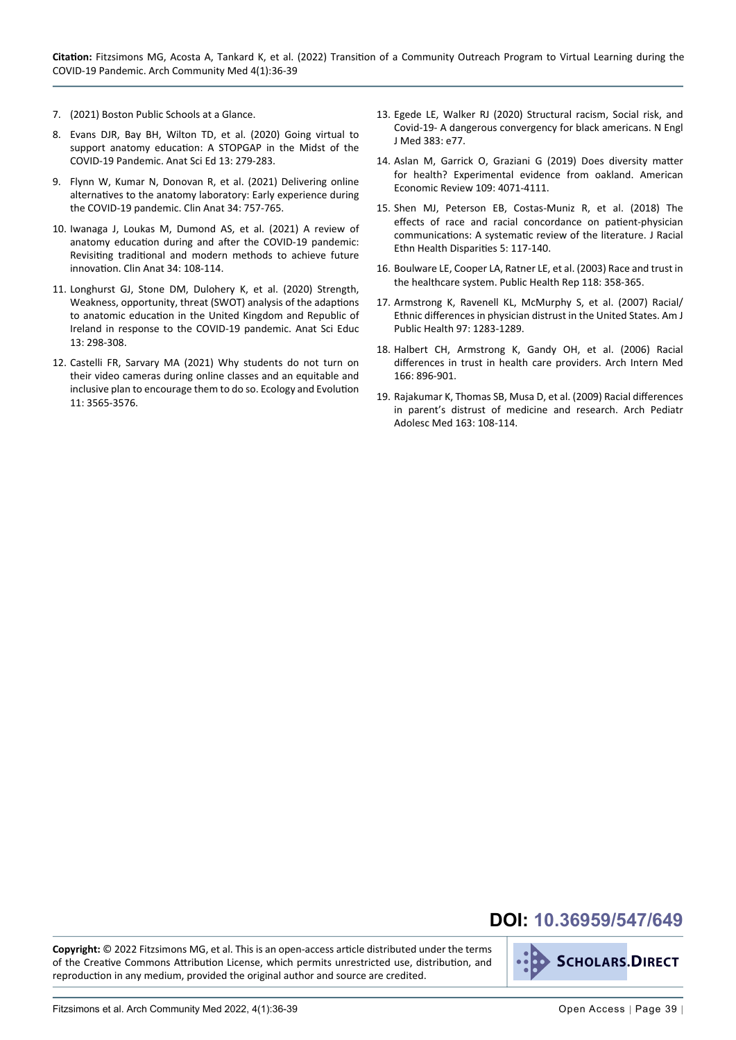7. (2021) Boston Public Schools at a Glance.
8. Evans DJR, Bay BH, Wilton TD, et al. (2020) Going virtual to support anatomy education: A STOPGAP in the Midst of the COVID-19 Pandemic. Anat Sci Ed 13: 279-283.
9. Flynn W, Kumar N, Donovan R, et al. (2021) Delivering online alternatives to the anatomy laboratory: Early experience during the COVID-19 pandemic. Clin Anat 34: 757-765.
10. Iwanaga J, Loukas M, Dumond AS, et al. (2021) A review of anatomy education during and after the COVID-19 pandemic: Revisiting traditional and modern methods to achieve future innovation. Clin Anat 34: 108-114.
11. Longhurst GJ, Stone DM, Dulohery K, et al. (2020) Strength, Weakness, opportunity, threat (SWOT) analysis of the adaptions to anatomic education in the United Kingdom and Republic of Ireland in response to the COVID-19 pandemic. Anat Sci Educ 13: 298-308.
12. Castelli FR, Sarvary MA (2021) Why students do not turn on their video cameras during online classes and an equitable and inclusive plan to encourage them to do so. Ecology and Evolution 11: 3565-3576.
13. Egede LE, Walker RJ (2020) Structural racism, Social risk, and Covid-19- A dangerous convergency for black americans. N Engl J Med 383: e77.
14. Aslan M, Garrick O, Graziani G (2019) Does diversity matter for health? Experimental evidence from oakland. American Economic Review 109: 4071-4111.
15. Shen MJ, Peterson EB, Costas-Muniz R, et al. (2018) The effects of race and racial concordance on patient-physician communications: A systematic review of the literature. J Racial Ethn Health Disparities 5: 117-140.
16. Boulware LE, Cooper LA, Ratner LE, et al. (2003) Race and trust in the healthcare system. Public Health Rep 118: 358-365.
17. Armstrong K, Ravenell KL, McMurphy S, et al. (2007) Racial/Ethnic differences in physician distrust in the United States. Am J Public Health 97: 1283-1289.
18. Halbert CH, Armstrong K, Gandy OH, et al. (2006) Racial differences in trust in health care providers. Arch Intern Med 166: 896-901.
19. Rajakumar K, Thomas SB, Musa D, et al. (2009) Racial differences in parent's distrust of medicine and research. Arch Pediatr Adolesc Med 163: 108-114.

**DOI: 10.36959/547/649**

**Copyright:** © 2022 Fitzsimons MG, et al. This is an open-access article distributed under the terms of the Creative Commons Attribution License, which permits unrestricted use, distribution, and reproduction in any medium, provided the original author and source are credited.